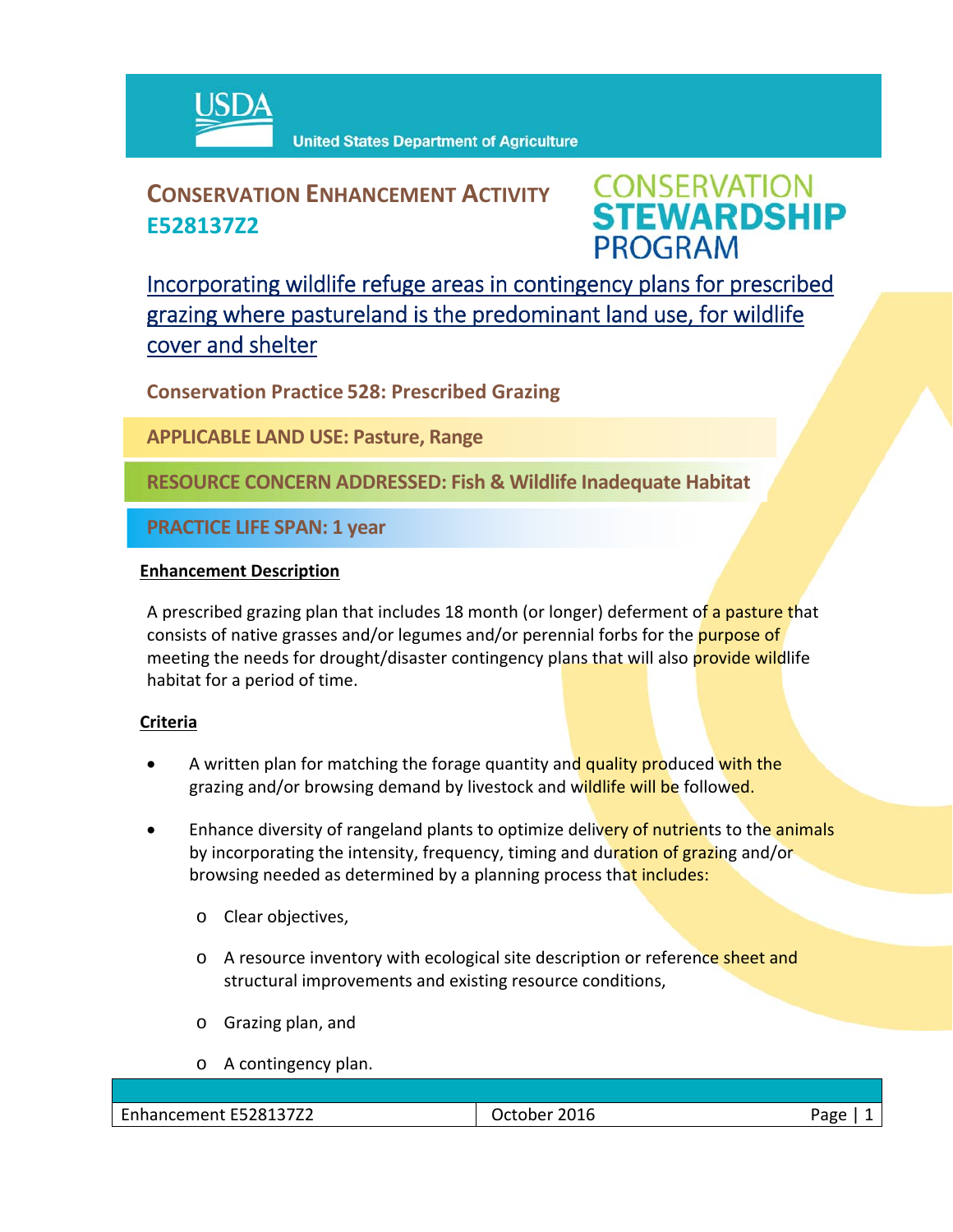USDA United States Department of Agriculture

# CONSERVATION ENHANCEMENT ACTIVITY E528137Z2

CONSERVATION STEWARDSHIP PROGRAM

## Incorporating wildlife refuge areas in contingency plans for prescribed grazing where pastureland is the predominant land use, for wildlife cover and shelter

**Conservation Practice 528: Prescribed Grazing**

**APPLICABLE LAND USE: Pasture, Range**

**RESOURCE CONCERN ADDRESSED: Fish & Wildlife Inadequate Habitat**

**PRACTICE LIFE SPAN: 1 year**

### Enhancement Description

A prescribed grazing plan that includes 18 month (or longer) deferment of a pasture that consists of native grasses and/or legumes and/or perennial forbs for the purpose of meeting the needs for drought/disaster contingency plans that will also provide wildlife habitat for a period of time.

### Criteria

- A written plan for matching the forage quantity and quality produced with the grazing and/or browsing demand by livestock and wildlife will be followed.
- Enhance diversity of rangeland plants to optimize delivery of nutrients to the animals by incorporating the intensity, frequency, timing and duration of grazing and/or browsing needed as determined by a planning process that includes:
  - Clear objectives,
  - A resource inventory with ecological site description or reference sheet and structural improvements and existing resource conditions,
  - Grazing plan, and
  - A contingency plan.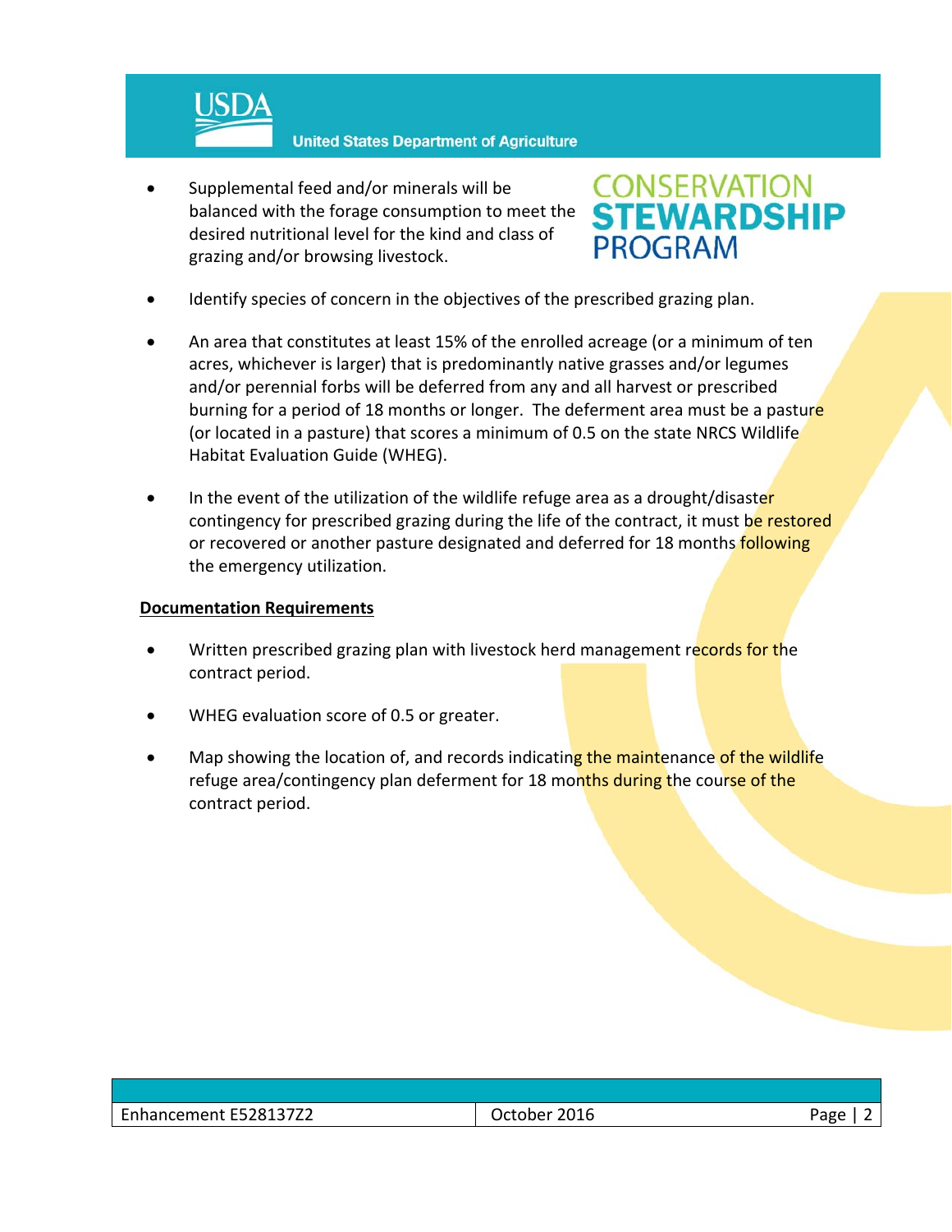- Supplemental feed and/or minerals will be balanced with the forage consumption to meet the desired nutritional level for the kind and class of grazing and/or browsing livestock.

- Identify species of concern in the objectives of the prescribed grazing plan.

- An area that constitutes at least 15% of the enrolled acreage (or a minimum of ten acres, whichever is larger) that is predominantly native grasses and/or legumes and/or perennial forbs will be deferred from any and all harvest or prescribed burning for a period of 18 months or longer. The deferment area must be a pasture (or located in a pasture) that scores a minimum of 0.5 on the state NRCS Wildlife Habitat Evaluation Guide (WHEG).

- In the event of the utilization of the wildlife refuge area as a drought/disaster contingency for prescribed grazing during the life of the contract, it must be restored or recovered or another pasture designated and deferred for 18 months following the emergency utilization.

**Documentation Requirements**

- Written prescribed grazing plan with livestock herd management records for the contract period.

- WHEG evaluation score of 0.5 or greater.

- Map showing the location of, and records indicating the maintenance of the wildlife refuge area/contingency plan deferment for 18 months during the course of the contract period.